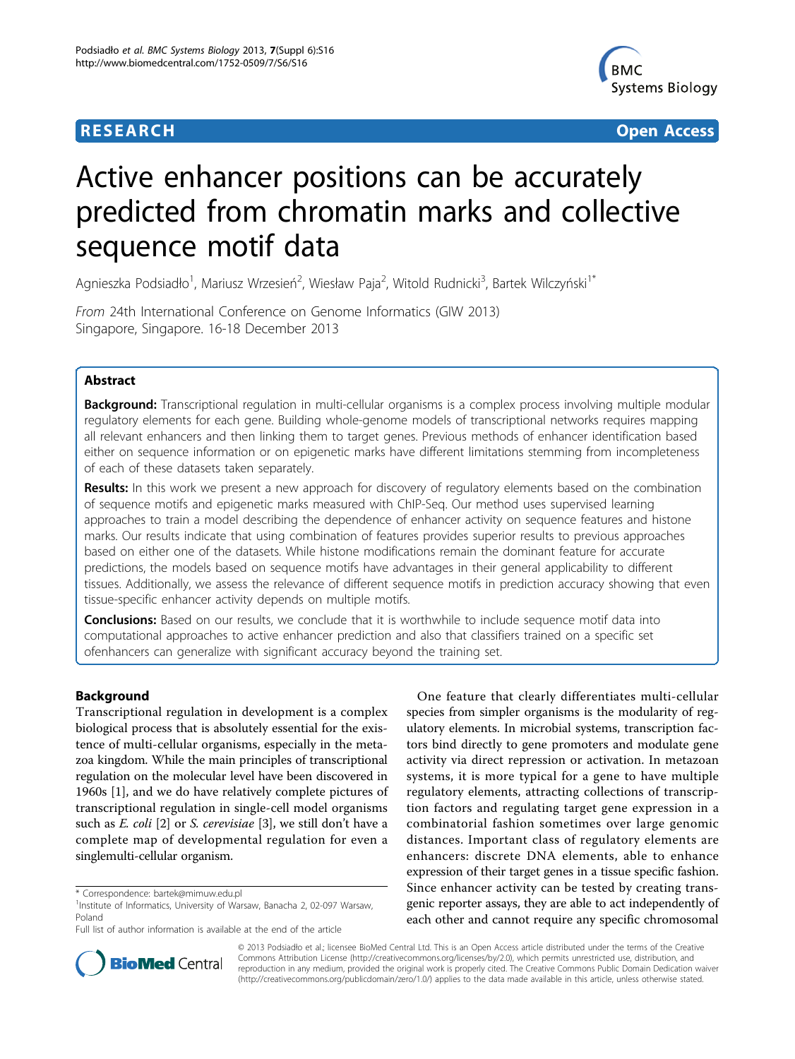# Active enhancer positions can be accurately predicted from chromatin marks and collective sequence motif data

Agnieszka Podsiadło[1], Mariusz Wrzesień[2], Wiesław Paja[2], Witold Rudnicki[3], Bartek Wilczyński[1*]

*From* 24th International Conference on Genome Informatics (GIW 2013)
Singapore, Singapore. 16-18 December 2013

## Abstract

**Background:** Transcriptional regulation in multi-cellular organisms is a complex process involving multiple modular regulatory elements for each gene. Building whole-genome models of transcriptional networks requires mapping all relevant enhancers and then linking them to target genes. Previous methods of enhancer identification based either on sequence information or on epigenetic marks have different limitations stemming from incompleteness of each of these datasets taken separately.

**Results:** In this work we present a new approach for discovery of regulatory elements based on the combination of sequence motifs and epigenetic marks measured with ChIP-Seq. Our method uses supervised learning approaches to train a model describing the dependence of enhancer activity on sequence features and histone marks. Our results indicate that using combination of features provides superior results to previous approaches based on either one of the datasets. While histone modifications remain the dominant feature for accurate predictions, the models based on sequence motifs have advantages in their general applicability to different tissues. Additionally, we assess the relevance of different sequence motifs in prediction accuracy showing that even tissue-specific enhancer activity depends on multiple motifs.

**Conclusions:** Based on our results, we conclude that it is worthwhile to include sequence motif data into computational approaches to active enhancer prediction and also that classifiers trained on a specific set ofenhancers can generalize with significant accuracy beyond the training set.

## Background

Transcriptional regulation in development is a complex biological process that is absolutely essential for the existence of multi-cellular organisms, especially in the metazoa kingdom. While the main principles of transcriptional regulation on the molecular level have been discovered in 1960s [1], and we do have relatively complete pictures of transcriptional regulation in single-cell model organisms such as *E. coli* [2] or *S. cerevisiae* [3], we still don't have a complete map of developmental regulation for even a singlemulti-cellular organism.

One feature that clearly differentiates multi-cellular species from simpler organisms is the modularity of regulatory elements. In microbial systems, transcription factors bind directly to gene promoters and modulate gene activity via direct repression or activation. In metazoan systems, it is more typical for a gene to have multiple regulatory elements, attracting collections of transcription factors and regulating target gene expression in a combinatorial fashion sometimes over large genomic distances. Important class of regulatory elements are enhancers: discrete DNA elements, able to enhance expression of their target genes in a tissue specific fashion. Since enhancer activity can be tested by creating transgenic reporter assays, they are able to act independently of each other and cannot require any specific chromosomal

\* Correspondence: bartek@mimuw.edu.pl
[1]Institute of Informatics, University of Warsaw, Banacha 2, 02-097 Warsaw, Poland
Full list of author information is available at the end of the article

© 2013 Podsiadło et al.; licensee BioMed Central Ltd. This is an Open Access article distributed under the terms of the Creative Commons Attribution License (http://creativecommons.org/licenses/by/2.0), which permits unrestricted use, distribution, and reproduction in any medium, provided the original work is properly cited. The Creative Commons Public Domain Dedication waiver (http://creativecommons.org/publicdomain/zero/1.0/) applies to the data made available in this article, unless otherwise stated.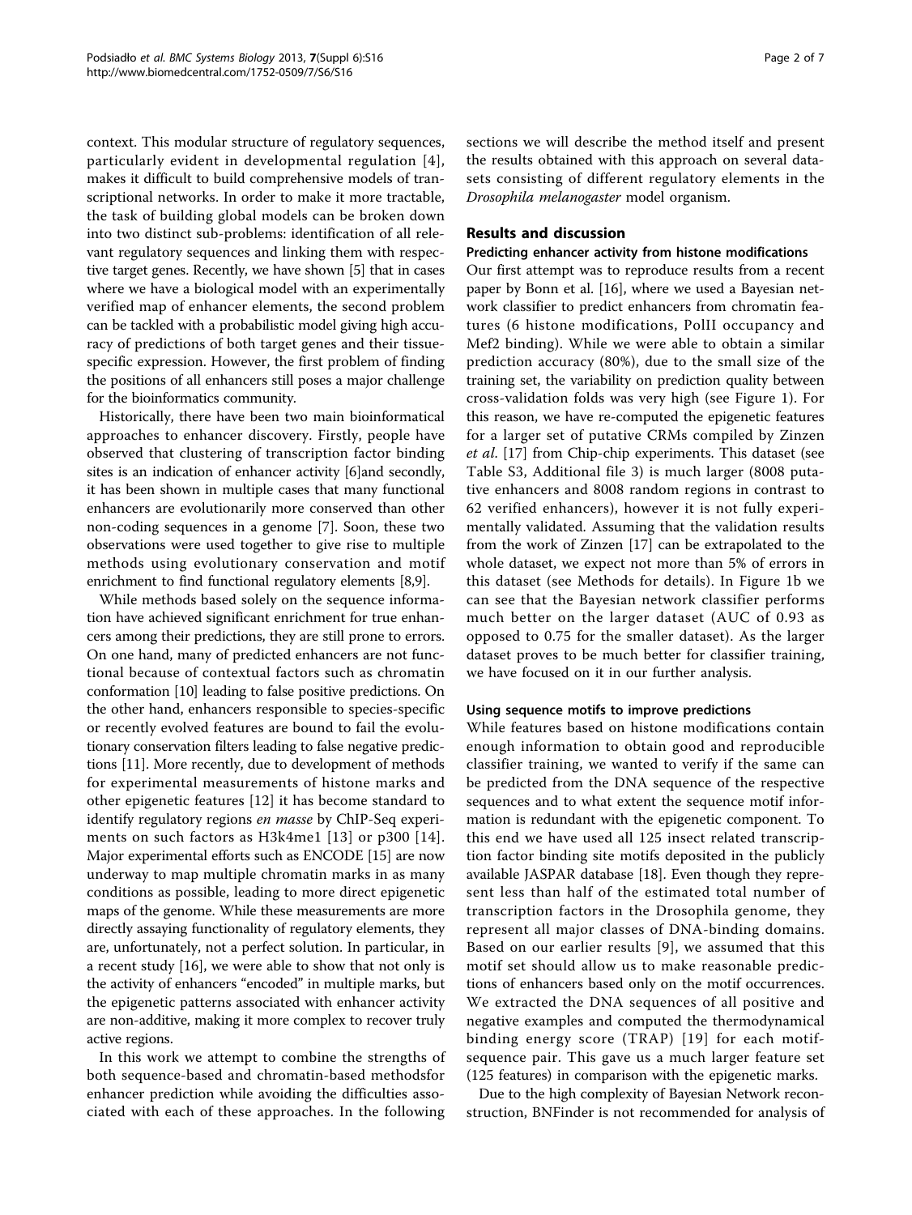context. This modular structure of regulatory sequences, particularly evident in developmental regulation [4], makes it difficult to build comprehensive models of transcriptional networks. In order to make it more tractable, the task of building global models can be broken down into two distinct sub-problems: identification of all relevant regulatory sequences and linking them with respective target genes. Recently, we have shown [5] that in cases where we have a biological model with an experimentally verified map of enhancer elements, the second problem can be tackled with a probabilistic model giving high accuracy of predictions of both target genes and their tissue-specific expression. However, the first problem of finding the positions of all enhancers still poses a major challenge for the bioinformatics community.

Historically, there have been two main bioinformatical approaches to enhancer discovery. Firstly, people have observed that clustering of transcription factor binding sites is an indication of enhancer activity [6]and secondly, it has been shown in multiple cases that many functional enhancers are evolutionarily more conserved than other non-coding sequences in a genome [7]. Soon, these two observations were used together to give rise to multiple methods using evolutionary conservation and motif enrichment to find functional regulatory elements [8,9].

While methods based solely on the sequence information have achieved significant enrichment for true enhancers among their predictions, they are still prone to errors. On one hand, many of predicted enhancers are not functional because of contextual factors such as chromatin conformation [10] leading to false positive predictions. On the other hand, enhancers responsible to species-specific or recently evolved features are bound to fail the evolutionary conservation filters leading to false negative predictions [11]. More recently, due to development of methods for experimental measurements of histone marks and other epigenetic features [12] it has become standard to identify regulatory regions *en masse* by ChIP-Seq experiments on such factors as H3k4me1 [13] or p300 [14]. Major experimental efforts such as ENCODE [15] are now underway to map multiple chromatin marks in as many conditions as possible, leading to more direct epigenetic maps of the genome. While these measurements are more directly assaying functionality of regulatory elements, they are, unfortunately, not a perfect solution. In particular, in a recent study [16], we were able to show that not only is the activity of enhancers "encoded" in multiple marks, but the epigenetic patterns associated with enhancer activity are non-additive, making it more complex to recover truly active regions.

In this work we attempt to combine the strengths of both sequence-based and chromatin-based methodsfor enhancer prediction while avoiding the difficulties associated with each of these approaches. In the following sections we will describe the method itself and present the results obtained with this approach on several datasets consisting of different regulatory elements in the *Drosophila melanogaster* model organism.

## Results and discussion

### Predicting enhancer activity from histone modifications

Our first attempt was to reproduce results from a recent paper by Bonn et al. [16], where we used a Bayesian network classifier to predict enhancers from chromatin features (6 histone modifications, PolII occupancy and Mef2 binding). While we were able to obtain a similar prediction accuracy (80%), due to the small size of the training set, the variability on prediction quality between cross-validation folds was very high (see Figure 1). For this reason, we have re-computed the epigenetic features for a larger set of putative CRMs compiled by Zinzen *et al*. [17] from Chip-chip experiments. This dataset (see Table S3, Additional file 3) is much larger (8008 putative enhancers and 8008 random regions in contrast to 62 verified enhancers), however it is not fully experimentally validated. Assuming that the validation results from the work of Zinzen [17] can be extrapolated to the whole dataset, we expect not more than 5% of errors in this dataset (see Methods for details). In Figure 1b we can see that the Bayesian network classifier performs much better on the larger dataset (AUC of 0.93 as opposed to 0.75 for the smaller dataset). As the larger dataset proves to be much better for classifier training, we have focused on it in our further analysis.

### Using sequence motifs to improve predictions

While features based on histone modifications contain enough information to obtain good and reproducible classifier training, we wanted to verify if the same can be predicted from the DNA sequence of the respective sequences and to what extent the sequence motif information is redundant with the epigenetic component. To this end we have used all 125 insect related transcription factor binding site motifs deposited in the publicly available JASPAR database [18]. Even though they represent less than half of the estimated total number of transcription factors in the Drosophila genome, they represent all major classes of DNA-binding domains. Based on our earlier results [9], we assumed that this motif set should allow us to make reasonable predictions of enhancers based only on the motif occurrences. We extracted the DNA sequences of all positive and negative examples and computed the thermodynamical binding energy score (TRAP) [19] for each motif-sequence pair. This gave us a much larger feature set (125 features) in comparison with the epigenetic marks.

Due to the high complexity of Bayesian Network reconstruction, BNFinder is not recommended for analysis of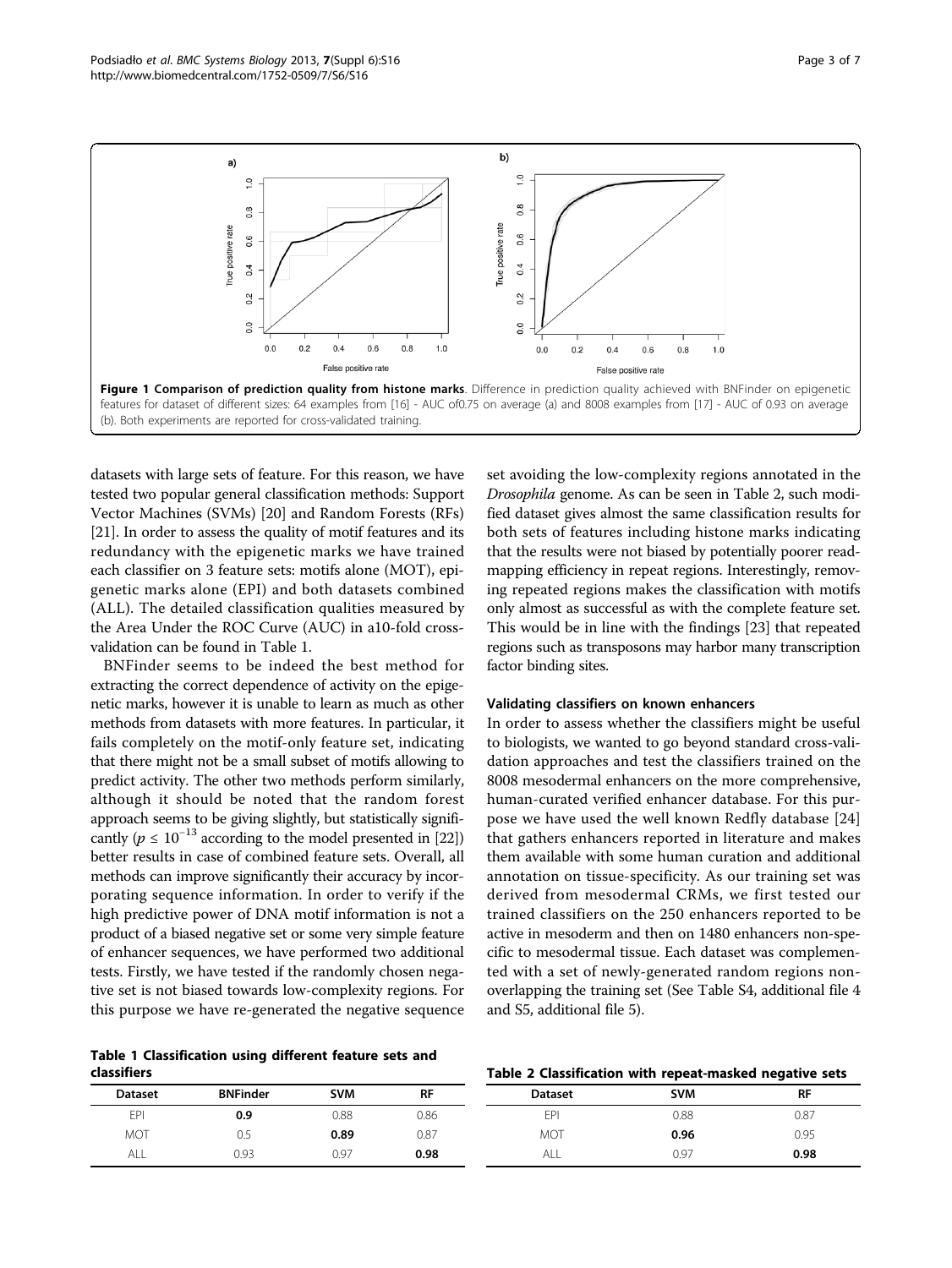**Figure 1 Comparison of prediction quality from histone marks**. Difference in prediction quality achieved with BNFinder on epigenetic features for dataset of different sizes: 64 examples from [16] - AUC of0.75 on average (a) and 8008 examples from [17] - AUC of 0.93 on average (b). Both experiments are reported for cross-validated training.

datasets with large sets of feature. For this reason, we have tested two popular general classification methods: Support Vector Machines (SVMs) [20] and Random Forests (RFs) [21]. In order to assess the quality of motif features and its redundancy with the epigenetic marks we have trained each classifier on 3 feature sets: motifs alone (MOT), epigenetic marks alone (EPI) and both datasets combined (ALL). The detailed classification qualities measured by the Area Under the ROC Curve (AUC) in a10-fold cross-validation can be found in Table 1.

BNFinder seems to be indeed the best method for extracting the correct dependence of activity on the epigenetic marks, however it is unable to learn as much as other methods from datasets with more features. In particular, it fails completely on the motif-only feature set, indicating that there might not be a small subset of motifs allowing to predict activity. The other two methods perform similarly, although it should be noted that the random forest approach seems to be giving slightly, but statistically significantly ($p \leq 10^{-13}$ according to the model presented in [22]) better results in case of combined feature sets. Overall, all methods can improve significantly their accuracy by incorporating sequence information. In order to verify if the high predictive power of DNA motif information is not a product of a biased negative set or some very simple feature of enhancer sequences, we have performed two additional tests. Firstly, we have tested if the randomly chosen negative set is not biased towards low-complexity regions. For this purpose we have re-generated the negative sequence set avoiding the low-complexity regions annotated in the *Drosophila* genome. As can be seen in Table 2, such modified dataset gives almost the same classification results for both sets of features including histone marks indicating that the results were not biased by potentially poorer read-mapping efficiency in repeat regions. Interestingly, removing repeated regions makes the classification with motifs only almost as successful as with the complete feature set. This would be in line with the findings [23] that repeated regions such as transposons may harbor many transcription factor binding sites.

**Table 1 Classification using different feature sets and classifiers**

| Dataset | BNFinder | SVM | RF |
|---|---|---|---|
| EPI | **0.9** | 0.88 | 0.86 |
| MOT | 0.5 | **0.89** | 0.87 |
| ALL | 0.93 | 0.97 | **0.98** |

### Validating classifiers on known enhancers

In order to assess whether the classifiers might be useful to biologists, we wanted to go beyond standard cross-validation approaches and test the classifiers trained on the 8008 mesodermal enhancers on the more comprehensive, human-curated verified enhancer database. For this purpose we have used the well known Redfly database [24] that gathers enhancers reported in literature and makes them available with some human curation and additional annotation on tissue-specificity. As our training set was derived from mesodermal CRMs, we first tested our trained classifiers on the 250 enhancers reported to be active in mesoderm and then on 1480 enhancers non-specific to mesodermal tissue. Each dataset was complemented with a set of newly-generated random regions non-overlapping the training set (See Table S4, additional file 4 and S5, additional file 5).

**Table 2 Classification with repeat-masked negative sets**

| Dataset | SVM | RF |
|---|---|---|
| EPI | 0.88 | 0.87 |
| MOT | **0.96** | 0.95 |
| ALL | 0.97 | **0.98** |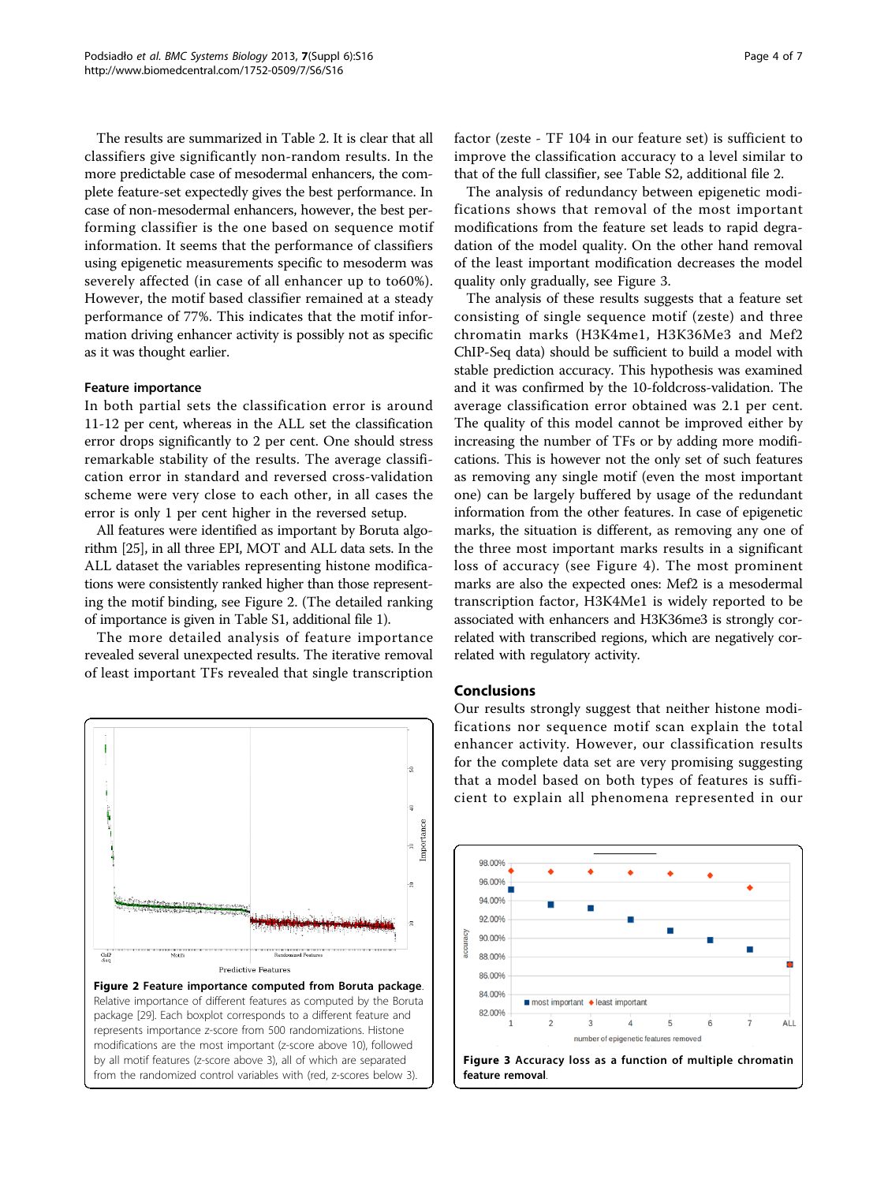The results are summarized in Table 2. It is clear that all classifiers give significantly non-random results. In the more predictable case of mesodermal enhancers, the complete feature-set expectedly gives the best performance. In case of non-mesodermal enhancers, however, the best performing classifier is the one based on sequence motif information. It seems that the performance of classifiers using epigenetic measurements specific to mesoderm was severely affected (in case of all enhancer up to to60%). However, the motif based classifier remained at a steady performance of 77%. This indicates that the motif information driving enhancer activity is possibly not as specific as it was thought earlier.

### Feature importance

In both partial sets the classification error is around 11-12 per cent, whereas in the ALL set the classification error drops significantly to 2 per cent. One should stress remarkable stability of the results. The average classification error in standard and reversed cross-validation scheme were very close to each other, in all cases the error is only 1 per cent higher in the reversed setup.

All features were identified as important by Boruta algorithm [25], in all three EPI, MOT and ALL data sets. In the ALL dataset the variables representing histone modifications were consistently ranked higher than those representing the motif binding, see Figure 2. (The detailed ranking of importance is given in Table S1, additional file 1).

The more detailed analysis of feature importance revealed several unexpected results. The iterative removal of least important TFs revealed that single transcription factor (zeste - TF 104 in our feature set) is sufficient to improve the classification accuracy to a level similar to that of the full classifier, see Table S2, additional file 2.

The analysis of redundancy between epigenetic modifications shows that removal of the most important modifications from the feature set leads to rapid degradation of the model quality. On the other hand removal of the least important modification decreases the model quality only gradually, see Figure 3.

The analysis of these results suggests that a feature set consisting of single sequence motif (zeste) and three chromatin marks (H3K4me1, H3K36Me3 and Mef2 ChIP-Seq data) should be sufficient to build a model with stable prediction accuracy. This hypothesis was examined and it was confirmed by the 10-foldcross-validation. The average classification error obtained was 2.1 per cent. The quality of this model cannot be improved either by increasing the number of TFs or by adding more modifications. This is however not the only set of such features as removing any single motif (even the most important one) can be largely buffered by usage of the redundant information from the other features. In case of epigenetic marks, the situation is different, as removing any one of the three most important marks results in a significant loss of accuracy (see Figure 4). The most prominent marks are also the expected ones: Mef2 is a mesodermal transcription factor, H3K4Me1 is widely reported to be associated with enhancers and H3K36me3 is strongly correlated with transcribed regions, which are negatively correlated with regulatory activity.

**Figure 2 Feature importance computed from Boruta package.** Relative importance of different features as computed by the Boruta package [29]. Each boxplot corresponds to a different feature and represents importance z-score from 500 randomizations. Histone modifications are the most important (z-score above 10), followed by all motif features (z-score above 3), all of which are separated from the randomized control variables with (red, z-scores below 3).

**Figure 3 Accuracy loss as a function of multiple chromatin feature removal.**

## Conclusions

Our results strongly suggest that neither histone modifications nor sequence motif scan explain the total enhancer activity. However, our classification results for the complete data set are very promising suggesting that a model based on both types of features is sufficient to explain all phenomena represented in our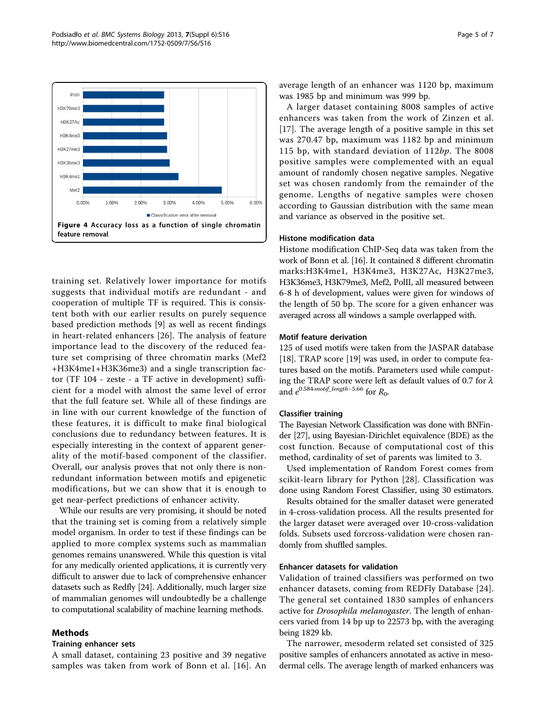Figure 4 Accuracy loss as a function of single chromatin feature removal.

training set. Relatively lower importance for motifs suggests that individual motifs are redundant - and cooperation of multiple TF is required. This is consistent both with our earlier results on purely sequence based prediction methods [9] as well as recent findings in heart-related enhancers [26]. The analysis of feature importance lead to the discovery of the reduced feature set comprising of three chromatin marks (Mef2 +H3K4me1+H3K36me3) and a single transcription factor (TF 104 - zeste - a TF active in development) sufficient for a model with almost the same level of error that the full feature set. While all of these findings are in line with our current knowledge of the function of these features, it is difficult to make final biological conclusions due to redundancy between features. It is especially interesting in the context of apparent generality of the motif-based component of the classifier. Overall, our analysis proves that not only there is non-redundant information between motifs and epigenetic modifications, but we can show that it is enough to get near-perfect predictions of enhancer activity.

While our results are very promising, it should be noted that the training set is coming from a relatively simple model organism. In order to test if these findings can be applied to more complex systems such as mammalian genomes remains unanswered. While this question is vital for any medically oriented applications, it is currently very difficult to answer due to lack of comprehensive enhancer datasets such as Redfly [24]. Additionally, much larger size of mammalian genomes will undoubtedly be a challenge to computational scalability of machine learning methods.

## Methods

### Training enhancer sets

A small dataset, containing 23 positive and 39 negative samples was taken from work of Bonn et al. [16]. An average length of an enhancer was 1120 bp, maximum was 1985 bp and minimum was 999 bp.

A larger dataset containing 8008 samples of active enhancers was taken from the work of Zinzen et al. [17]. The average length of a positive sample in this set was 270.47 bp, maximum was 1182 bp and minimum 115 bp, with standard deviation of 112*bp*. The 8008 positive samples were complemented with an equal amount of randomly chosen negative samples. Negative set was chosen randomly from the remainder of the genome. Lengths of negative samples were chosen according to Gaussian distribution with the same mean and variance as observed in the positive set.

### Histone modification data

Histone modification ChIP-Seq data was taken from the work of Bonn et al. [16]. It contained 8 different chromatin marks:H3K4me1, H3K4me3, H3K27Ac, H3K27me3, H3K36me3, H3K79me3, Mef2, PolII, all measured between 6-8 h of development, values were given for windows of the length of 50 bp. The score for a given enhancer was averaged across all windows a sample overlapped with.

### Motif feature derivation

125 of used motifs were taken from the JASPAR database [18]. TRAP score [19] was used, in order to compute features based on the motifs. Parameters used while computing the TRAP score were left as default values of 0.7 for $\lambda$ and $e^{0.584 \cdot motif\_length - 5.66}$ for $R_0$.

### Classifier training

The Bayesian Network Classification was done with BNFinder [27], using Bayesian-Dirichlet equivalence (BDE) as the cost function. Because of computational cost of this method, cardinality of set of parents was limited to 3.

Used implementation of Random Forest comes from scikit-learn library for Python [28]. Classification was done using Random Forest Classifier, using 30 estimators.

Results obtained for the smaller dataset were generated in 4-cross-validation process. All the results presented for the larger dataset were averaged over 10-cross-validation folds. Subsets used forcross-validation were chosen randomly from shuffled samples.

### Enhancer datasets for validation

Validation of trained classifiers was performed on two enhancer datasets, coming from REDFly Database [24]. The general set contained 1830 samples of enhancers active for *Drosophila melanogaster*. The length of enhancers varied from 14 bp up to 22573 bp, with the averaging being 1829 kb.

The narrower, mesoderm related set consisted of 325 positive samples of enhancers annotated as active in mesodermal cells. The average length of marked enhancers was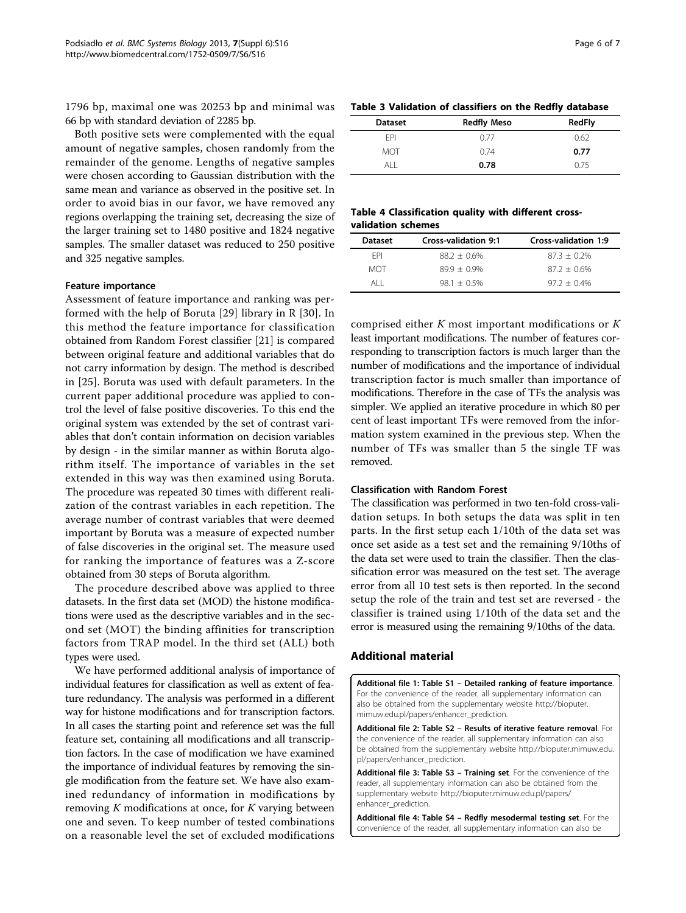1796 bp, maximal one was 20253 bp and minimal was 66 bp with standard deviation of 2285 bp.

Both positive sets were complemented with the equal amount of negative samples, chosen randomly from the remainder of the genome. Lengths of negative samples were chosen according to Gaussian distribution with the same mean and variance as observed in the positive set. In order to avoid bias in our favor, we have removed any regions overlapping the training set, decreasing the size of the larger training set to 1480 positive and 1824 negative samples. The smaller dataset was reduced to 250 positive and 325 negative samples.

#### Feature importance

Assessment of feature importance and ranking was performed with the help of Boruta [29] library in R [30]. In this method the feature importance for classification obtained from Random Forest classifier [21] is compared between original feature and additional variables that do not carry information by design. The method is described in [25]. Boruta was used with default parameters. In the current paper additional procedure was applied to control the level of false positive discoveries. To this end the original system was extended by the set of contrast variables that don't contain information on decision variables by design - in the similar manner as within Boruta algorithm itself. The importance of variables in the set extended in this way was then examined using Boruta. The procedure was repeated 30 times with different realization of the contrast variables in each repetition. The average number of contrast variables that were deemed important by Boruta was a measure of expected number of false discoveries in the original set. The measure used for ranking the importance of features was a Z-score obtained from 30 steps of Boruta algorithm.

The procedure described above was applied to three datasets. In the first data set (MOD) the histone modifications were used as the descriptive variables and in the second set (MOT) the binding affinities for transcription factors from TRAP model. In the third set (ALL) both types were used.

We have performed additional analysis of importance of individual features for classification as well as extent of feature redundancy. The analysis was performed in a different way for histone modifications and for transcription factors. In all cases the starting point and reference set was the full feature set, containing all modifications and all transcription factors. In the case of modification we have examined the importance of individual features by removing the single modification from the feature set. We have also examined redundancy of information in modifications by removing $K$ modifications at once, for $K$ varying between one and seven. To keep number of tested combinations on a reasonable level the set of excluded modifications comprised either $K$ most important modifications or $K$ least important modifications. The number of features corresponding to transcription factors is much larger than the number of modifications and the importance of individual transcription factor is much smaller than importance of modifications. Therefore in the case of TFs the analysis was simpler. We applied an iterative procedure in which 80 per cent of least important TFs were removed from the information system examined in the previous step. When the number of TFs was smaller than 5 the single TF was removed.

**Table 3 Validation of classifiers on the Redfly database**

| Dataset | Redfly Meso | RedFly |
|---|---|---|
| EPI | 0.77 | 0.62 |
| MOT | 0.74 | **0.77** |
| ALL | **0.78** | 0.75 |

**Table 4 Classification quality with different cross-validation schemes**

| Dataset | Cross-validation 9:1 | Cross-validation 1:9 |
|---|---|---|
| EPI | 88.2 ± 0.6% | 87.3 ± 0.2% |
| MOT | 89.9 ± 0.9% | 87.2 ± 0.6% |
| ALL | 98.1 ± 0.5% | 97.2 ± 0.4% |

#### Classification with Random Forest

The classification was performed in two ten-fold cross-validation setups. In both setups the data was split in ten parts. In the first setup each 1/10th of the data set was once set aside as a test set and the remaining 9/10ths of the data set were used to train the classifier. Then the classification error was measured on the test set. The average error from all 10 test sets is then reported. In the second setup the role of the train and test set are reversed - the classifier is trained using 1/10th of the data set and the error is measured using the remaining 9/10ths of the data.

## Additional material

**Additional file 1: Table S1 – Detailed ranking of feature importance**. For the convenience of the reader, all supplementary information can also be obtained from the supplementary website http://bioputer.mimuw.edu.pl/papers/enhancer_prediction.

**Additional file 2: Table S2 – Results of iterative feature removal**. For the convenience of the reader, all supplementary information can also be obtained from the supplementary website http://bioputer.mimuw.edu.pl/papers/enhancer_prediction.

**Additional file 3: Table S3 – Training set**. For the convenience of the reader, all supplementary information can also be obtained from the supplementary website http://bioputer.mimuw.edu.pl/papers/enhancer_prediction.

**Additional file 4: Table S4 – Redfly mesodermal testing set**. For the convenience of the reader, all supplementary information can also be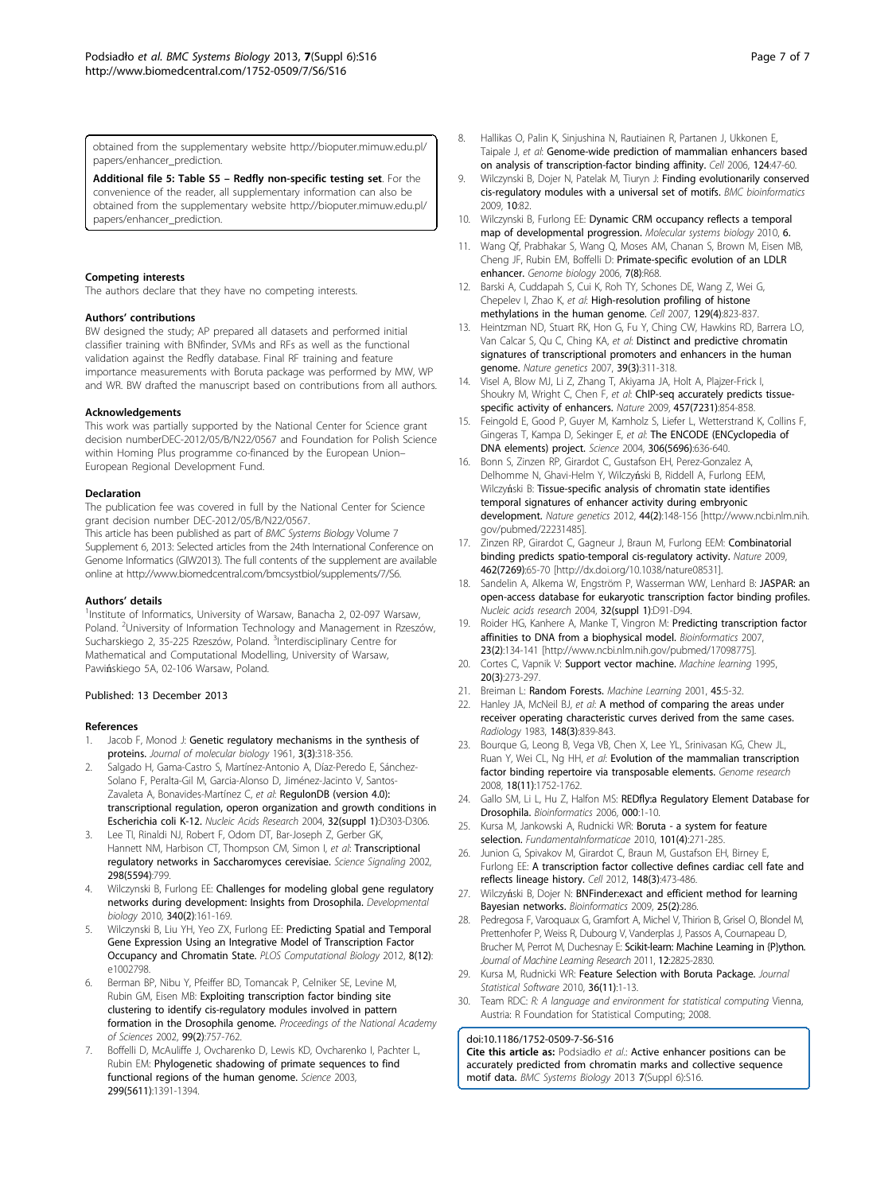obtained from the supplementary website http://bioputer.mimuw.edu.pl/papers/enhancer_prediction.

**Additional file 5: Table S5 – Redfly non-specific testing set**. For the convenience of the reader, all supplementary information can also be obtained from the supplementary website http://bioputer.mimuw.edu.pl/papers/enhancer_prediction.

#### Competing interests

The authors declare that they have no competing interests.

#### Authors' contributions

BW designed the study; AP prepared all datasets and performed initial classifier training with BNfinder, SVMs and RFs as well as the functional validation against the Redfly database. Final RF training and feature importance measurements with Boruta package was performed by MW, WP and WR. BW drafted the manuscript based on contributions from all authors.

#### Acknowledgements

This work was partially supported by the National Center for Science grant decision numberDEC-2012/05/B/N22/0567 and Foundation for Polish Science within Homing Plus programme co-financed by the European Union– European Regional Development Fund.

#### Declaration

The publication fee was covered in full by the National Center for Science grant decision number DEC-2012/05/B/N22/0567.

This article has been published as part of *BMC Systems Biology* Volume 7 Supplement 6, 2013: Selected articles from the 24th International Conference on Genome Informatics (GIW2013). The full contents of the supplement are available online at http://www.biomedcentral.com/bmcsystbiol/supplements/7/S6.

#### Authors' details

[1]Institute of Informatics, University of Warsaw, Banacha 2, 02-097 Warsaw, Poland. [2]University of Information Technology and Management in Rzeszów, Sucharskiego 2, 35-225 Rzeszów, Poland. [3]Interdisciplinary Centre for Mathematical and Computational Modelling, University of Warsaw, Pawińskiego 5A, 02-106 Warsaw, Poland.

Published: 13 December 2013

#### References

1. Jacob F, Monod J: **Genetic regulatory mechanisms in the synthesis of proteins.** *Journal of molecular biology* 1961, **3(3)**:318-356.
2. Salgado H, Gama-Castro S, Martínez-Antonio A, Díaz-Peredo E, Sánchez-Solano F, Peralta-Gil M, Garcia-Alonso D, Jiménez-Jacinto V, Santos-Zavaleta A, Bonavides-Martínez C, *et al*: **RegulonDB (version 4.0): transcriptional regulation, operon organization and growth conditions in Escherichia coli K-12.** *Nucleic Acids Research* 2004, **32(suppl 1)**:D303-D306.
3. Lee TI, Rinaldi NJ, Robert F, Odom DT, Bar-Joseph Z, Gerber GK, Hannett NM, Harbison CT, Thompson CM, Simon I, *et al*: **Transcriptional regulatory networks in Saccharomyces cerevisiae.** *Science Signaling* 2002, **298(5594)**:799.
4. Wilczynski B, Furlong EE: **Challenges for modeling global gene regulatory networks during development: Insights from Drosophila.** *Developmental biology* 2010, **340(2)**:161-169.
5. Wilczynski B, Liu YH, Yeo ZX, Furlong EE: **Predicting Spatial and Temporal Gene Expression Using an Integrative Model of Transcription Factor Occupancy and Chromatin State.** *PLOS Computational Biology* 2012, **8(12)**: e1002798.
6. Berman BP, Nibu Y, Pfeiffer BD, Tomancak P, Celniker SE, Levine M, Rubin GM, Eisen MB: **Exploiting transcription factor binding site clustering to identify cis-regulatory modules involved in pattern formation in the Drosophila genome.** *Proceedings of the National Academy of Sciences* 2002, **99(2)**:757-762.
7. Boffelli D, McAuliffe J, Ovcharenko D, Lewis KD, Ovcharenko I, Pachter L, Rubin EM: **Phylogenetic shadowing of primate sequences to find functional regions of the human genome.** *Science* 2003, **299(5611)**:1391-1394.
8. Hallikas O, Palin K, Sinjushina N, Rautiainen R, Partanen J, Ukkonen E, Taipale J, *et al*: **Genome-wide prediction of mammalian enhancers based on analysis of transcription-factor binding affinity.** *Cell* 2006, **124**:47-60.
9. Wilczynski B, Dojer N, Patelak M, Tiuryn J: **Finding evolutionarily conserved cis-regulatory modules with a universal set of motifs.** *BMC bioinformatics* 2009, **10**:82.
10. Wilczynski B, Furlong EE: **Dynamic CRM occupancy reflects a temporal map of developmental progression.** *Molecular systems biology* 2010, **6**.
11. Wang Qf, Prabhakar S, Wang Q, Moses AM, Chanan S, Brown M, Eisen MB, Cheng JF, Rubin EM, Boffelli D: **Primate-specific evolution of an LDLR enhancer.** *Genome biology* 2006, **7(8)**:R68.
12. Barski A, Cuddapah S, Cui K, Roh TY, Schones DE, Wang Z, Wei G, Chepelev I, Zhao K, *et al*: **High-resolution profiling of histone methylations in the human genome.** *Cell* 2007, **129(4)**:823-837.
13. Heintzman ND, Stuart RK, Hon G, Fu Y, Ching CW, Hawkins RD, Barrera LO, Van Calcar S, Qu C, Ching KA, *et al*: **Distinct and predictive chromatin signatures of transcriptional promoters and enhancers in the human genome.** *Nature genetics* 2007, **39(3)**:311-318.
14. Visel A, Blow MJ, Li Z, Zhang T, Akiyama JA, Holt A, Plajzer-Frick I, Shoukry M, Wright C, Chen F, *et al*: **ChIP-seq accurately predicts tissue-specific activity of enhancers.** *Nature* 2009, **457(7231)**:854-858.
15. Feingold E, Good P, Guyer M, Kamholz S, Liefer L, Wetterstrand K, Collins F, Gingeras T, Kampa D, Sekinger E, *et al*: **The ENCODE (ENCyclopedia of DNA elements) project.** *Science* 2004, **306(5696)**:636-640.
16. Bonn S, Zinzen RP, Girardot C, Gustafson EH, Perez-Gonzalez A, Delhomme N, Ghavi-Helm Y, Wilczyński B, Riddell A, Furlong EEM, Wilczyński B: **Tissue-specific analysis of chromatin state identifies temporal signatures of enhancer activity during embryonic development.** *Nature genetics* 2012, **44(2)**:148-156 [http://www.ncbi.nlm.nih.gov/pubmed/22231485].
17. Zinzen RP, Girardot C, Gagneur J, Braun M, Furlong EEM: **Combinatorial binding predicts spatio-temporal cis-regulatory activity.** *Nature* 2009, **462(7269)**:65-70 [http://dx.doi.org/10.1038/nature08531].
18. Sandelin A, Alkema W, Engström P, Wasserman WW, Lenhard B: **JASPAR: an open-access database for eukaryotic transcription factor binding profiles.** *Nucleic acids research* 2004, **32(suppl 1)**:D91-D94.
19. Roider HG, Kanhere A, Manke T, Vingron M: **Predicting transcription factor affinities to DNA from a biophysical model.** *Bioinformatics* 2007, **23(2)**:134-141 [http://www.ncbi.nlm.nih.gov/pubmed/17098775].
20. Cortes C, Vapnik V: **Support vector machine.** *Machine learning* 1995, **20(3)**:273-297.
21. Breiman L: **Random Forests.** *Machine Learning* 2001, **45**:5-32.
22. Hanley JA, McNeil BJ, *et al*: **A method of comparing the areas under receiver operating characteristic curves derived from the same cases.** *Radiology* 1983, **148(3)**:839-843.
23. Bourque G, Leong B, Vega VB, Chen X, Lee YL, Srinivasan KG, Chew JL, Ruan Y, Wei CL, Ng HH, *et al*: **Evolution of the mammalian transcription factor binding repertoire via transposable elements.** *Genome research* 2008, **18(11)**:1752-1762.
24. Gallo SM, Li L, Hu Z, Halfon MS: **REDfly:a Regulatory Element Database for Drosophila.** *Bioinformatics* 2006, **000**:1-10.
25. Kursa M, Jankowski A, Rudnicki WR: **Boruta - a system for feature selection.** *FundamentaInformaticae* 2010, **101(4)**:271-285.
26. Junion G, Spivakov M, Girardot C, Braun M, Gustafson EH, Birney E, Furlong EE: **A transcription factor collective defines cardiac cell fate and reflects lineage history.** *Cell* 2012, **148(3)**:473-486.
27. Wilczyński B, Dojer N: **BNFinder:exact and efficient method for learning Bayesian networks.** *Bioinformatics* 2009, **25(2)**:286.
28. Pedregosa F, Varoquaux G, Gramfort A, Michel V, Thirion B, Grisel O, Blondel M, Prettenhofer P, Weiss R, Dubourg V, Vanderplas J, Passos A, Cournapeau D, Brucher M, Perrot M, Duchesnay E: **Scikit-learn: Machine Learning in {P}ython.** *Journal of Machine Learning Research* 2011, **12**:2825-2830.
29. Kursa M, Rudnicki WR: **Feature Selection with Boruta Package.** *Journal Statistical Software* 2010, **36(11)**:1-13.
30. Team RDC: *R: A language and environment for statistical computing* Vienna, Austria: R Foundation for Statistical Computing; 2008.

doi:10.1186/1752-0509-7-S6-S16

**Cite this article as:** Podsiadło *et al.*: Active enhancer positions can be accurately predicted from chromatin marks and collective sequence motif data. *BMC Systems Biology* 2013 **7**(Suppl 6):S16.